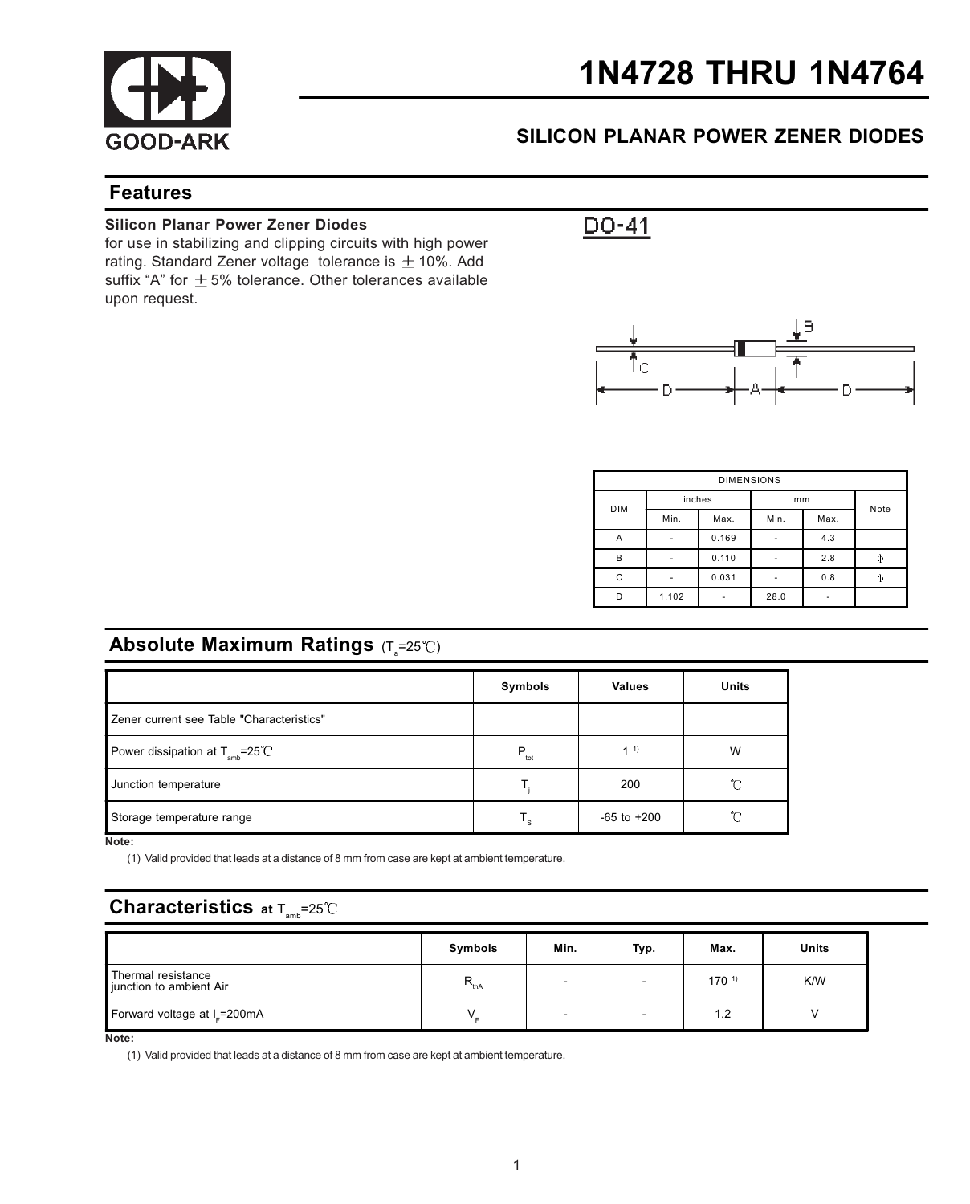GOOD-ARK

# 1N4728 THRU 1N4764

## SILICON PLANAR POWER ZENER DIODES

## Features

**Silicon Planar Power Zener Diodes**
for use in stabilizing and clipping circuits with high power rating. Standard Zener voltage tolerance is ±10%. Add suffix "A" for ±5% tolerance. Other tolerances available upon request.

DO-41

| DIMENSIONS | | | | | |
|---|---|---|---|---|---|
| DIM | inches | | mm | | Note |
| | Min. | Max. | Min. | Max. | |
| A | - | 0.169 | - | 4.3 | |
| B | - | 0.110 | - | 2.8 | φ |
| C | - | 0.031 | - | 0.8 | φ |
| D | 1.102 | - | 28.0 | - | |

## Absolute Maximum Ratings ($T_a$=25℃)

| | Symbols | Values | Units |
|---|---|---|---|
| Zener current see Table "Characteristics" | | | |
| Power dissipation at $T_{amb}$=25℃ | $P_{tot}$ | 1 [1] | W |
| Junction temperature | $T_j$ | 200 | ℃ |
| Storage temperature range | $T_s$ | -65 to +200 | ℃ |

**Note:**

(1) Valid provided that leads at a distance of 8 mm from case are kept at ambient temperature.

## Characteristics at $T_{amb}$=25℃

| | Symbols | Min. | Typ. | Max. | Units |
|---|---|---|---|---|---|
| Thermal resistance junction to ambient Air | $R_{thA}$ | - | - | 170 [1] | K/W |
| Forward voltage at $I_F$=200mA | $V_F$ | - | - | 1.2 | V |

**Note:**

(1) Valid provided that leads at a distance of 8 mm from case are kept at ambient temperature.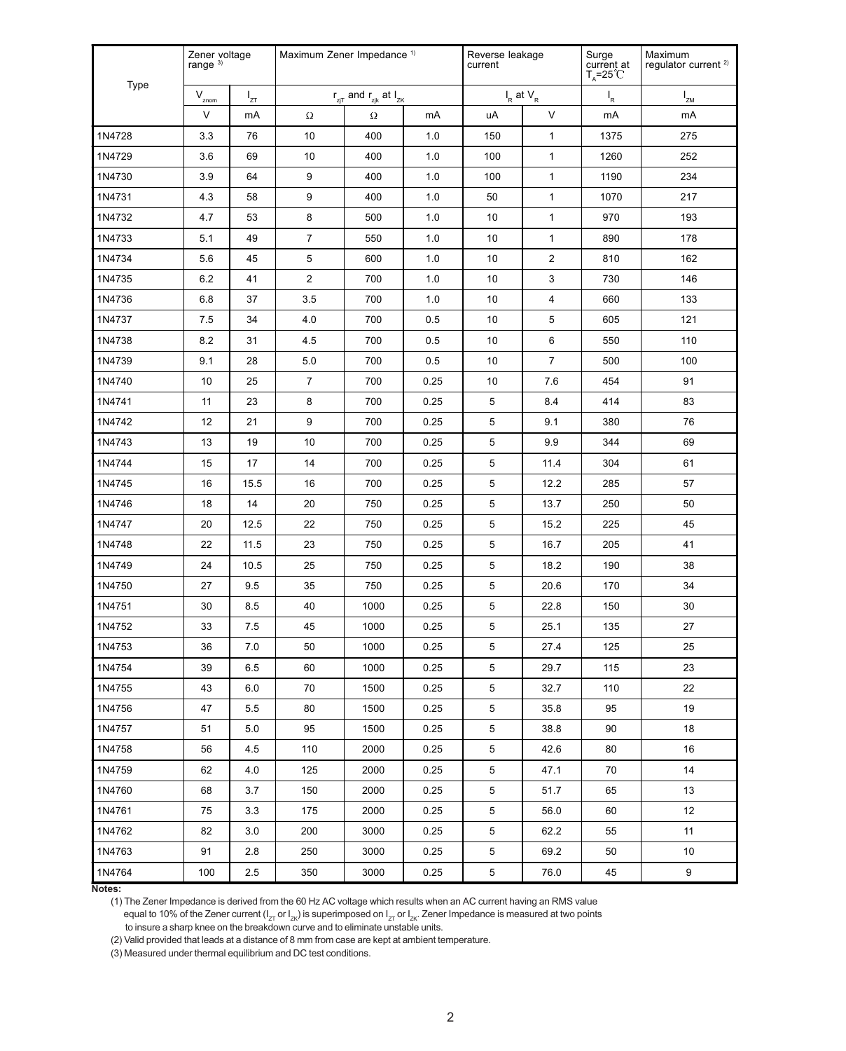| Type | Zener voltage range [3)] | | Maximum Zener Impedance [1)] | | | Reverse leakage current | | Surge current at $T_A$=25℃ | Maximum regulator current [2)] |
|---|---|---|---|---|---|---|---|---|---|
| | $V_{znom}$ | $I_{ZT}$ | $r_{zjT}$ and $r_{zjk}$ at $I_{ZK}$ | | | $I_R$ at $V_R$ | | $I_R$ | $I_{ZM}$ |
| | V | mA | Ω | Ω | mA | uA | V | mA | mA |
| 1N4728 | 3.3 | 76 | 10 | 400 | 1.0 | 150 | 1 | 1375 | 275 |
| 1N4729 | 3.6 | 69 | 10 | 400 | 1.0 | 100 | 1 | 1260 | 252 |
| 1N4730 | 3.9 | 64 | 9 | 400 | 1.0 | 100 | 1 | 1190 | 234 |
| 1N4731 | 4.3 | 58 | 9 | 400 | 1.0 | 50 | 1 | 1070 | 217 |
| 1N4732 | 4.7 | 53 | 8 | 500 | 1.0 | 10 | 1 | 970 | 193 |
| 1N4733 | 5.1 | 49 | 7 | 550 | 1.0 | 10 | 1 | 890 | 178 |
| 1N4734 | 5.6 | 45 | 5 | 600 | 1.0 | 10 | 2 | 810 | 162 |
| 1N4735 | 6.2 | 41 | 2 | 700 | 1.0 | 10 | 3 | 730 | 146 |
| 1N4736 | 6.8 | 37 | 3.5 | 700 | 1.0 | 10 | 4 | 660 | 133 |
| 1N4737 | 7.5 | 34 | 4.0 | 700 | 0.5 | 10 | 5 | 605 | 121 |
| 1N4738 | 8.2 | 31 | 4.5 | 700 | 0.5 | 10 | 6 | 550 | 110 |
| 1N4739 | 9.1 | 28 | 5.0 | 700 | 0.5 | 10 | 7 | 500 | 100 |
| 1N4740 | 10 | 25 | 7 | 700 | 0.25 | 10 | 7.6 | 454 | 91 |
| 1N4741 | 11 | 23 | 8 | 700 | 0.25 | 5 | 8.4 | 414 | 83 |
| 1N4742 | 12 | 21 | 9 | 700 | 0.25 | 5 | 9.1 | 380 | 76 |
| 1N4743 | 13 | 19 | 10 | 700 | 0.25 | 5 | 9.9 | 344 | 69 |
| 1N4744 | 15 | 17 | 14 | 700 | 0.25 | 5 | 11.4 | 304 | 61 |
| 1N4745 | 16 | 15.5 | 16 | 700 | 0.25 | 5 | 12.2 | 285 | 57 |
| 1N4746 | 18 | 14 | 20 | 750 | 0.25 | 5 | 13.7 | 250 | 50 |
| 1N4747 | 20 | 12.5 | 22 | 750 | 0.25 | 5 | 15.2 | 225 | 45 |
| 1N4748 | 22 | 11.5 | 23 | 750 | 0.25 | 5 | 16.7 | 205 | 41 |
| 1N4749 | 24 | 10.5 | 25 | 750 | 0.25 | 5 | 18.2 | 190 | 38 |
| 1N4750 | 27 | 9.5 | 35 | 750 | 0.25 | 5 | 20.6 | 170 | 34 |
| 1N4751 | 30 | 8.5 | 40 | 1000 | 0.25 | 5 | 22.8 | 150 | 30 |
| 1N4752 | 33 | 7.5 | 45 | 1000 | 0.25 | 5 | 25.1 | 135 | 27 |
| 1N4753 | 36 | 7.0 | 50 | 1000 | 0.25 | 5 | 27.4 | 125 | 25 |
| 1N4754 | 39 | 6.5 | 60 | 1000 | 0.25 | 5 | 29.7 | 115 | 23 |
| 1N4755 | 43 | 6.0 | 70 | 1500 | 0.25 | 5 | 32.7 | 110 | 22 |
| 1N4756 | 47 | 5.5 | 80 | 1500 | 0.25 | 5 | 35.8 | 95 | 19 |
| 1N4757 | 51 | 5.0 | 95 | 1500 | 0.25 | 5 | 38.8 | 90 | 18 |
| 1N4758 | 56 | 4.5 | 110 | 2000 | 0.25 | 5 | 42.6 | 80 | 16 |
| 1N4759 | 62 | 4.0 | 125 | 2000 | 0.25 | 5 | 47.1 | 70 | 14 |
| 1N4760 | 68 | 3.7 | 150 | 2000 | 0.25 | 5 | 51.7 | 65 | 13 |
| 1N4761 | 75 | 3.3 | 175 | 2000 | 0.25 | 5 | 56.0 | 60 | 12 |
| 1N4762 | 82 | 3.0 | 200 | 3000 | 0.25 | 5 | 62.2 | 55 | 11 |
| 1N4763 | 91 | 2.8 | 250 | 3000 | 0.25 | 5 | 69.2 | 50 | 10 |
| 1N4764 | 100 | 2.5 | 350 | 3000 | 0.25 | 5 | 76.0 | 45 | 9 |

**Notes:**

(1) The Zener Impedance is derived from the 60 Hz AC voltage which results when an AC current having an RMS value equal to 10% of the Zener current ($I_{ZT}$ or $I_{ZK}$) is superimposed on $I_{ZT}$ or $I_{ZK}$. Zener Impedance is measured at two points to insure a sharp knee on the breakdown curve and to eliminate unstable units.

(2) Valid provided that leads at a distance of 8 mm from case are kept at ambient temperature.

(3) Measured under thermal equilibrium and DC test conditions.